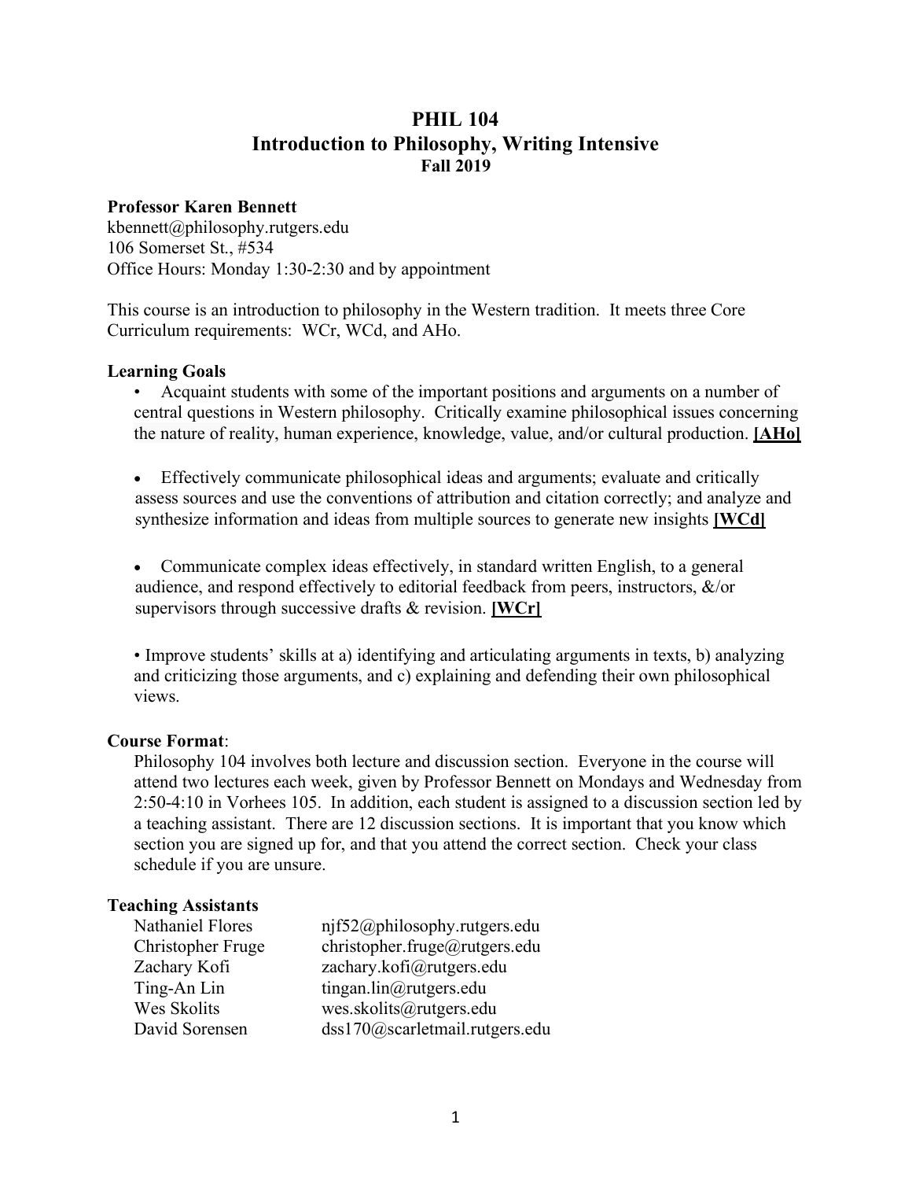# PHIL 104
## Introduction to Philosophy, Writing Intensive
### Fall 2019

**Professor Karen Bennett**
kbennett@philosophy.rutgers.edu
106 Somerset St., #534
Office Hours: Monday 1:30-2:30 and by appointment

This course is an introduction to philosophy in the Western tradition. It meets three Core Curriculum requirements: WCr, WCd, and AHo.

**Learning Goals**

- Acquaint students with some of the important positions and arguments on a number of central questions in Western philosophy. Critically examine philosophical issues concerning the nature of reality, human experience, knowledge, value, and/or cultural production. **[AHo]**

- Effectively communicate philosophical ideas and arguments; evaluate and critically assess sources and use the conventions of attribution and citation correctly; and analyze and synthesize information and ideas from multiple sources to generate new insights **[WCd]**

- Communicate complex ideas effectively, in standard written English, to a general audience, and respond effectively to editorial feedback from peers, instructors, &/or supervisors through successive drafts & revision. **[WCr]**

- Improve students' skills at a) identifying and articulating arguments in texts, b) analyzing and criticizing those arguments, and c) explaining and defending their own philosophical views.

**Course Format**:

Philosophy 104 involves both lecture and discussion section. Everyone in the course will attend two lectures each week, given by Professor Bennett on Mondays and Wednesday from 2:50-4:10 in Vorhees 105. In addition, each student is assigned to a discussion section led by a teaching assistant. There are 12 discussion sections. It is important that you know which section you are signed up for, and that you attend the correct section. Check your class schedule if you are unsure.

**Teaching Assistants**

| | |
|---|---|
| Nathaniel Flores | njf52@philosophy.rutgers.edu |
| Christopher Fruge | christopher.fruge@rutgers.edu |
| Zachary Kofi | zachary.kofi@rutgers.edu |
| Ting-An Lin | tingan.lin@rutgers.edu |
| Wes Skolits | wes.skolits@rutgers.edu |
| David Sorensen | dss170@scarletmail.rutgers.edu |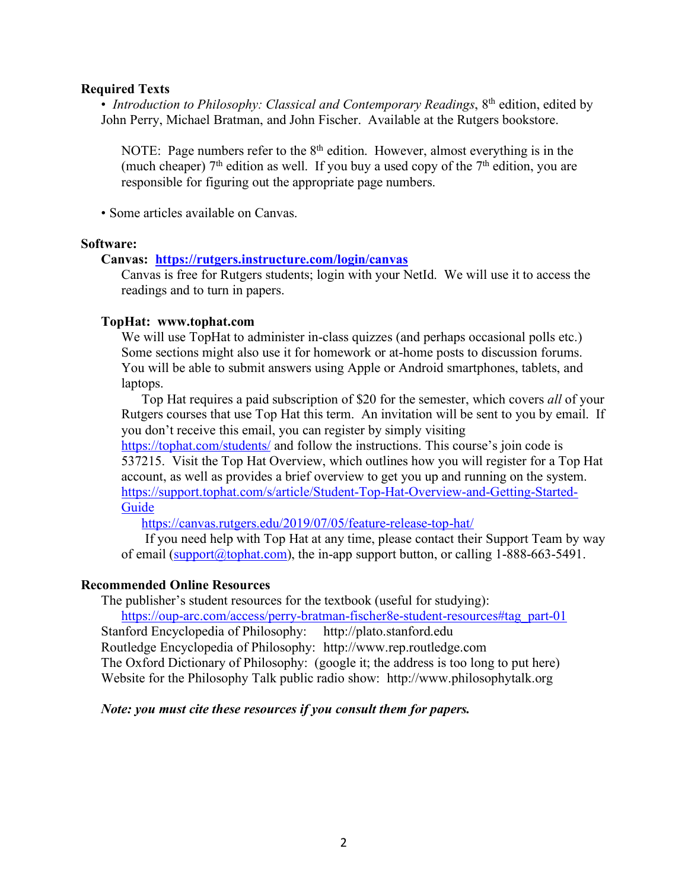**Required Texts**

- *Introduction to Philosophy: Classical and Contemporary Readings*, 8th edition, edited by John Perry, Michael Bratman, and John Fischer. Available at the Rutgers bookstore.

  NOTE: Page numbers refer to the 8th edition. However, almost everything is in the (much cheaper) 7th edition as well. If you buy a used copy of the 7th edition, you are responsible for figuring out the appropriate page numbers.

- Some articles available on Canvas.

**Software:**

**Canvas: [https://rutgers.instructure.com/login/canvas](https://rutgers.instructure.com/login/canvas)**

Canvas is free for Rutgers students; login with your NetId. We will use it to access the readings and to turn in papers.

**TopHat: www.tophat.com**

We will use TopHat to administer in-class quizzes (and perhaps occasional polls etc.) Some sections might also use it for homework or at-home posts to discussion forums. You will be able to submit answers using Apple or Android smartphones, tablets, and laptops.

Top Hat requires a paid subscription of $20 for the semester, which covers *all* of your Rutgers courses that use Top Hat this term. An invitation will be sent to you by email. If you don't receive this email, you can register by simply visiting [https://tophat.com/students/](https://tophat.com/students/) and follow the instructions. This course's join code is 537215. Visit the Top Hat Overview, which outlines how you will register for a Top Hat account, as well as provides a brief overview to get you up and running on the system. [https://support.tophat.com/s/article/Student-Top-Hat-Overview-and-Getting-Started-Guide](https://support.tophat.com/s/article/Student-Top-Hat-Overview-and-Getting-Started-Guide)

[https://canvas.rutgers.edu/2019/07/05/feature-release-top-hat/](https://canvas.rutgers.edu/2019/07/05/feature-release-top-hat/)

If you need help with Top Hat at any time, please contact their Support Team by way of email ([support@tophat.com](mailto:support@tophat.com)), the in-app support button, or calling 1-888-663-5491.

**Recommended Online Resources**

The publisher's student resources for the textbook (useful for studying):
[https://oup-arc.com/access/perry-bratman-fischer8e-student-resources#tag_part-01](https://oup-arc.com/access/perry-bratman-fischer8e-student-resources#tag_part-01)
Stanford Encyclopedia of Philosophy: http://plato.stanford.edu
Routledge Encyclopedia of Philosophy: http://www.rep.routledge.com
The Oxford Dictionary of Philosophy: (google it; the address is too long to put here)
Website for the Philosophy Talk public radio show: http://www.philosophytalk.org

***Note: you must cite these resources if you consult them for papers.***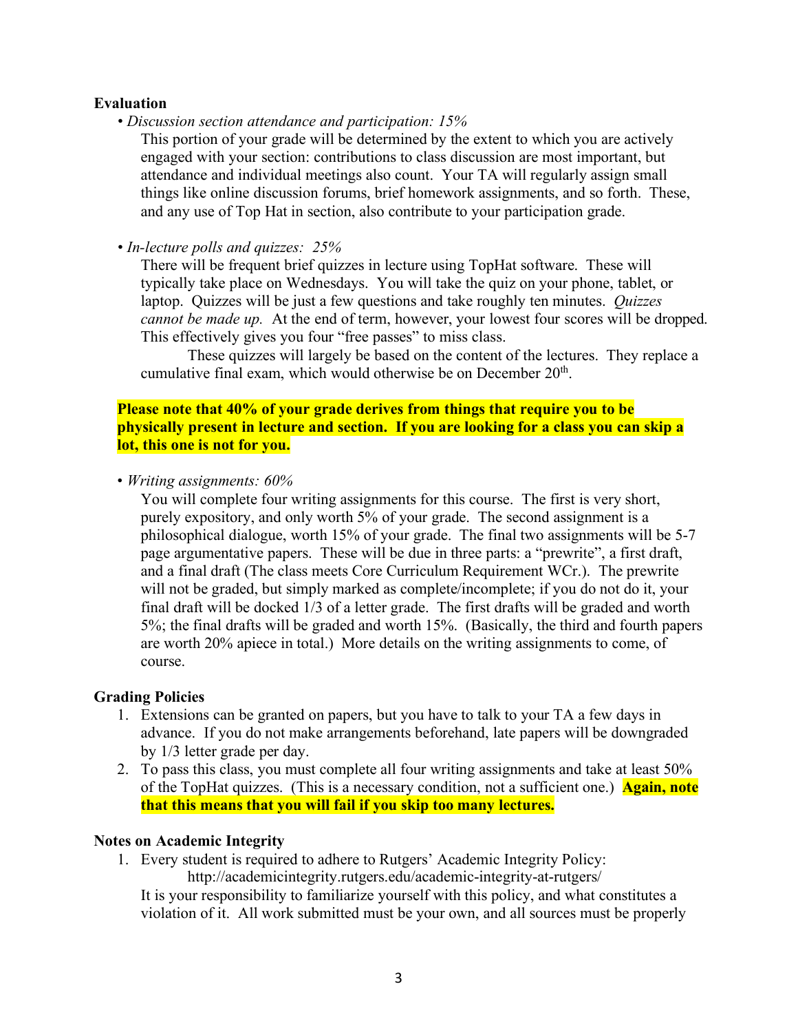**Evaluation**

- *Discussion section attendance and participation: 15%*

  This portion of your grade will be determined by the extent to which you are actively engaged with your section: contributions to class discussion are most important, but attendance and individual meetings also count. Your TA will regularly assign small things like online discussion forums, brief homework assignments, and so forth. These, and any use of Top Hat in section, also contribute to your participation grade.

- *In-lecture polls and quizzes: 25%*

  There will be frequent brief quizzes in lecture using TopHat software. These will typically take place on Wednesdays. You will take the quiz on your phone, tablet, or laptop. Quizzes will be just a few questions and take roughly ten minutes. *Quizzes cannot be made up.* At the end of term, however, your lowest four scores will be dropped. This effectively gives you four "free passes" to miss class.

  These quizzes will largely be based on the content of the lectures. They replace a cumulative final exam, which would otherwise be on December 20th.

**Please note that 40% of your grade derives from things that require you to be physically present in lecture and section. If you are looking for a class you can skip a lot, this one is not for you.**

- *Writing assignments: 60%*

  You will complete four writing assignments for this course. The first is very short, purely expository, and only worth 5% of your grade. The second assignment is a philosophical dialogue, worth 15% of your grade. The final two assignments will be 5-7 page argumentative papers. These will be due in three parts: a "prewrite", a first draft, and a final draft (The class meets Core Curriculum Requirement WCr.). The prewrite will not be graded, but simply marked as complete/incomplete; if you do not do it, your final draft will be docked 1/3 of a letter grade. The first drafts will be graded and worth 5%; the final drafts will be graded and worth 15%. (Basically, the third and fourth papers are worth 20% apiece in total.) More details on the writing assignments to come, of course.

**Grading Policies**

1. Extensions can be granted on papers, but you have to talk to your TA a few days in advance. If you do not make arrangements beforehand, late papers will be downgraded by 1/3 letter grade per day.
2. To pass this class, you must complete all four writing assignments and take at least 50% of the TopHat quizzes. (This is a necessary condition, not a sufficient one.) **Again, note that this means that you will fail if you skip too many lectures.**

**Notes on Academic Integrity**

1. Every student is required to adhere to Rutgers' Academic Integrity Policy:
   http://academicintegrity.rutgers.edu/academic-integrity-at-rutgers/
   It is your responsibility to familiarize yourself with this policy, and what constitutes a violation of it. All work submitted must be your own, and all sources must be properly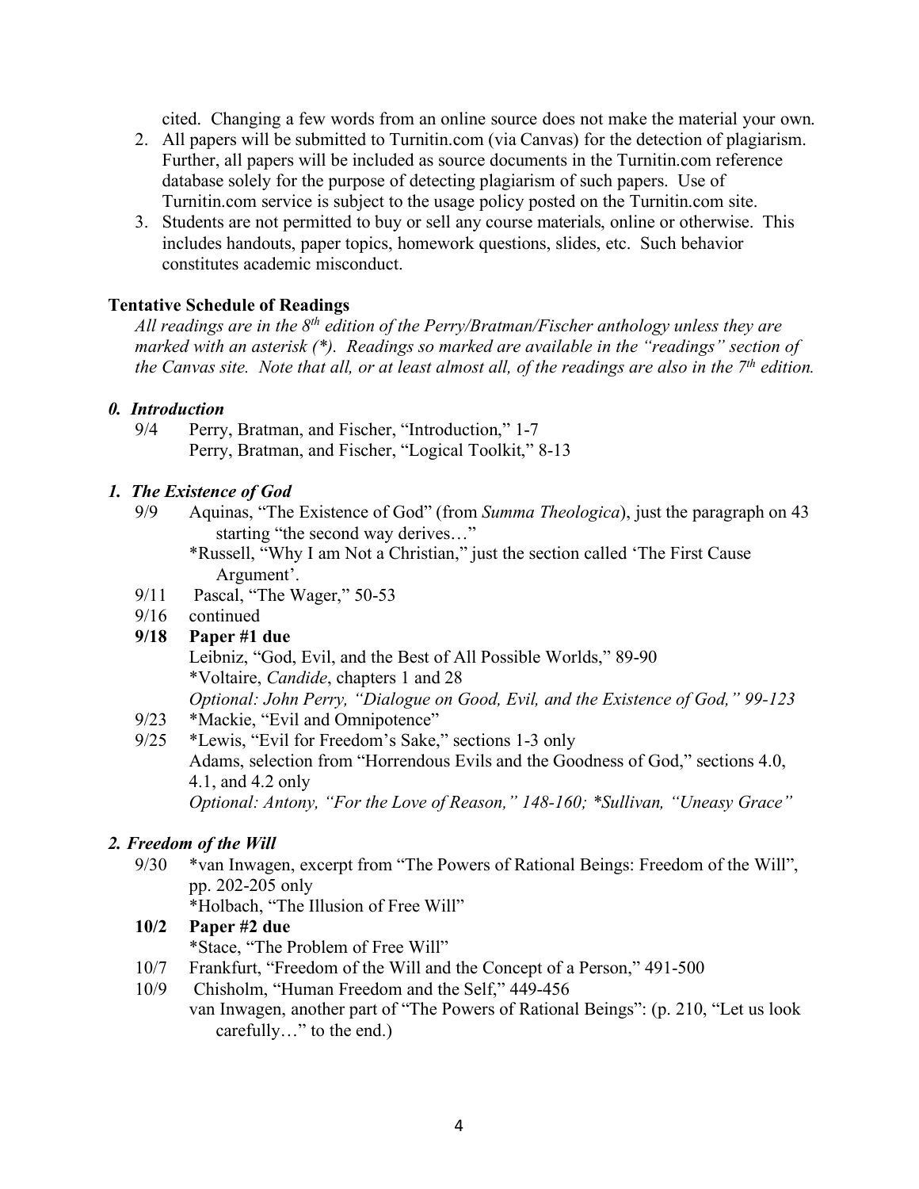cited. Changing a few words from an online source does not make the material your own.

2. All papers will be submitted to Turnitin.com (via Canvas) for the detection of plagiarism. Further, all papers will be included as source documents in the Turnitin.com reference database solely for the purpose of detecting plagiarism of such papers. Use of Turnitin.com service is subject to the usage policy posted on the Turnitin.com site.
3. Students are not permitted to buy or sell any course materials, online or otherwise. This includes handouts, paper topics, homework questions, slides, etc. Such behavior constitutes academic misconduct.

**Tentative Schedule of Readings**

*All readings are in the 8th edition of the Perry/Bratman/Fischer anthology unless they are marked with an asterisk (*). Readings so marked are available in the "readings" section of the Canvas site. Note that all, or at least almost all, of the readings are also in the 7th edition.*

***0. Introduction***

9/4 Perry, Bratman, and Fischer, "Introduction," 1-7
Perry, Bratman, and Fischer, "Logical Toolkit," 8-13

***1. The Existence of God***

9/9 Aquinas, "The Existence of God" (from *Summa Theologica*), just the paragraph on 43 starting "the second way derives…"
*Russell, "Why I am Not a Christian," just the section called 'The First Cause Argument'.

9/11 Pascal, "The Wager," 50-53

9/16 continued

**9/18 Paper #1 due**
Leibniz, "God, Evil, and the Best of All Possible Worlds," 89-90
*Voltaire, *Candide*, chapters 1 and 28
*Optional: John Perry, "Dialogue on Good, Evil, and the Existence of God," 99-123*

9/23 *Mackie, "Evil and Omnipotence"

9/25 *Lewis, "Evil for Freedom's Sake," sections 1-3 only
Adams, selection from "Horrendous Evils and the Goodness of God," sections 4.0, 4.1, and 4.2 only
*Optional: Antony, "For the Love of Reason," 148-160; *Sullivan, "Uneasy Grace"*

***2. Freedom of the Will***

9/30 *van Inwagen, excerpt from "The Powers of Rational Beings: Freedom of the Will", pp. 202-205 only
*Holbach, "The Illusion of Free Will"

**10/2 Paper #2 due**
*Stace, "The Problem of Free Will"

10/7 Frankfurt, "Freedom of the Will and the Concept of a Person," 491-500

10/9 Chisholm, "Human Freedom and the Self," 449-456
van Inwagen, another part of "The Powers of Rational Beings": (p. 210, "Let us look carefully…" to the end.)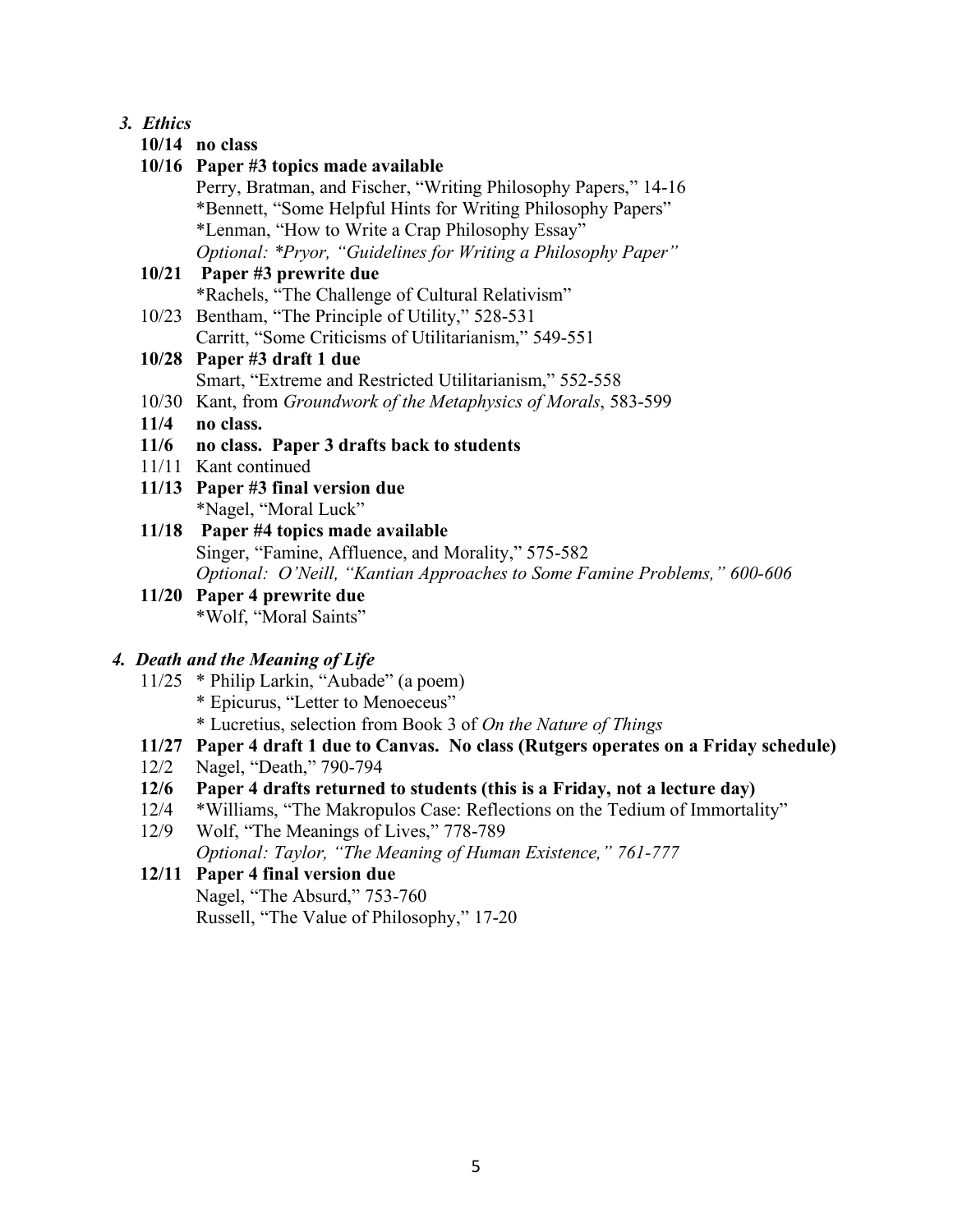### *3. Ethics*

**10/14 no class**

**10/16 Paper #3 topics made available**
Perry, Bratman, and Fischer, "Writing Philosophy Papers," 14-16
*Bennett, "Some Helpful Hints for Writing Philosophy Papers"
*Lenman, "How to Write a Crap Philosophy Essay"
*Optional: *Pryor, "Guidelines for Writing a Philosophy Paper"*

**10/21 Paper #3 prewrite due**
*Rachels, "The Challenge of Cultural Relativism"

10/23 Bentham, "The Principle of Utility," 528-531
Carritt, "Some Criticisms of Utilitarianism," 549-551

**10/28 Paper #3 draft 1 due**
Smart, "Extreme and Restricted Utilitarianism," 552-558

10/30 Kant, from *Groundwork of the Metaphysics of Morals*, 583-599

**11/4 no class.**

**11/6 no class. Paper 3 drafts back to students**

11/11 Kant continued

**11/13 Paper #3 final version due**
*Nagel, "Moral Luck"

**11/18 Paper #4 topics made available**
Singer, "Famine, Affluence, and Morality," 575-582
*Optional: O'Neill, "Kantian Approaches to Some Famine Problems," 600-606*

**11/20 Paper 4 prewrite due**
*Wolf, "Moral Saints"

### *4. Death and the Meaning of Life*

11/25 * Philip Larkin, "Aubade" (a poem)
* Epicurus, "Letter to Menoeceus"
* Lucretius, selection from Book 3 of *On the Nature of Things*

**11/27 Paper 4 draft 1 due to Canvas. No class (Rutgers operates on a Friday schedule)**

12/2 Nagel, "Death," 790-794

**12/6 Paper 4 drafts returned to students (this is a Friday, not a lecture day)**

12/4 *Williams, "The Makropulos Case: Reflections on the Tedium of Immortality"

12/9 Wolf, "The Meanings of Lives," 778-789
*Optional: Taylor, "The Meaning of Human Existence," 761-777*

**12/11 Paper 4 final version due**
Nagel, "The Absurd," 753-760
Russell, "The Value of Philosophy," 17-20